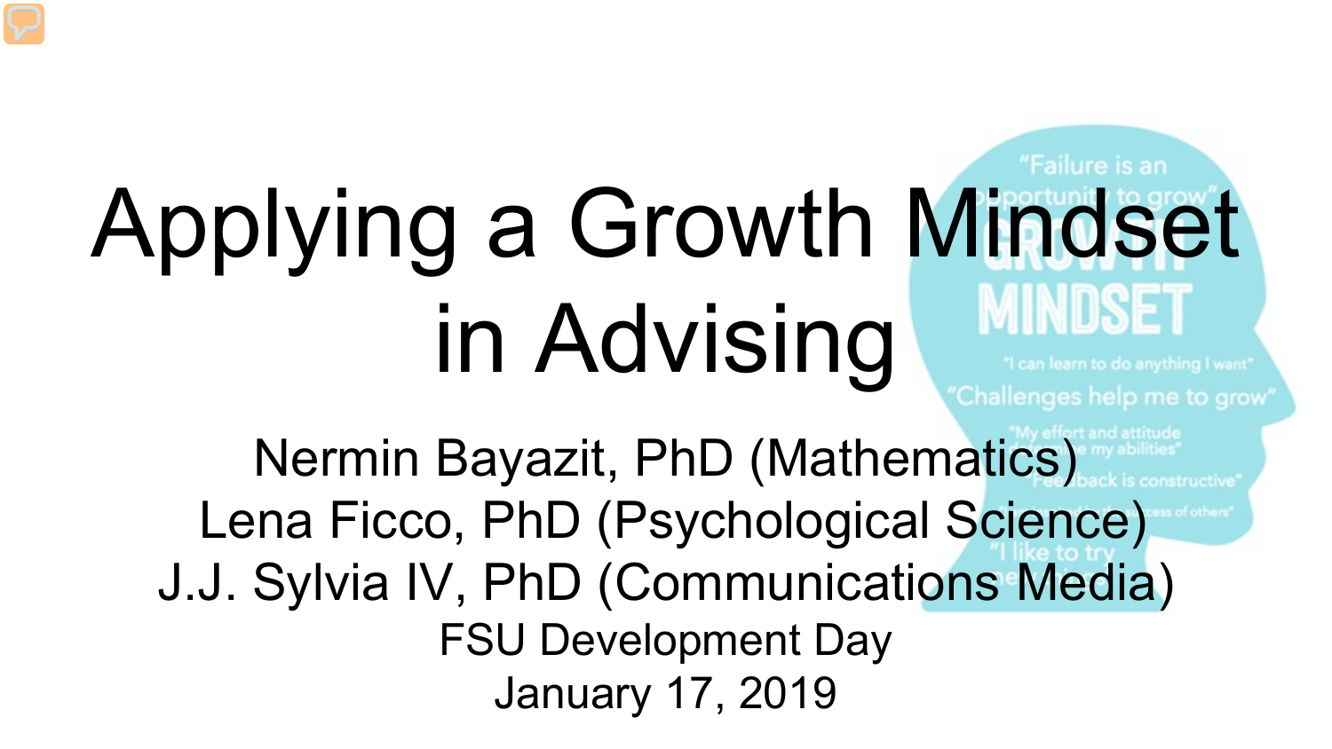# Applying a Growth Mindset in Advising

Nermin Bayazit, PhD (Mathematics)
Lena Ficco, PhD (Psychological Science)
J.J. Sylvia IV, PhD (Communications Media)
FSU Development Day
January 17, 2019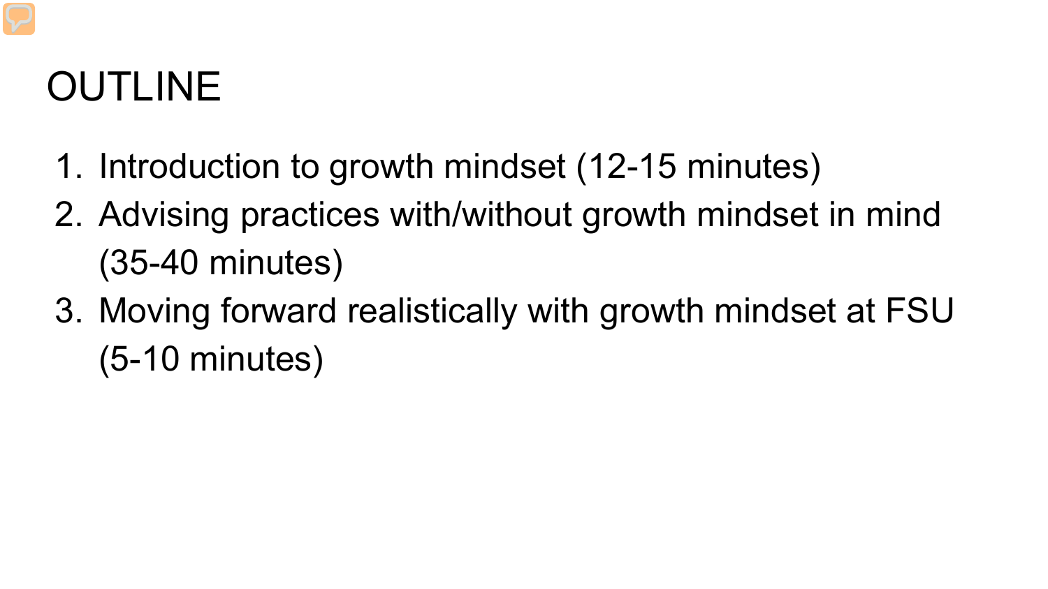# OUTLINE

1. Introduction to growth mindset (12-15 minutes)
2. Advising practices with/without growth mindset in mind (35-40 minutes)
3. Moving forward realistically with growth mindset at FSU (5-10 minutes)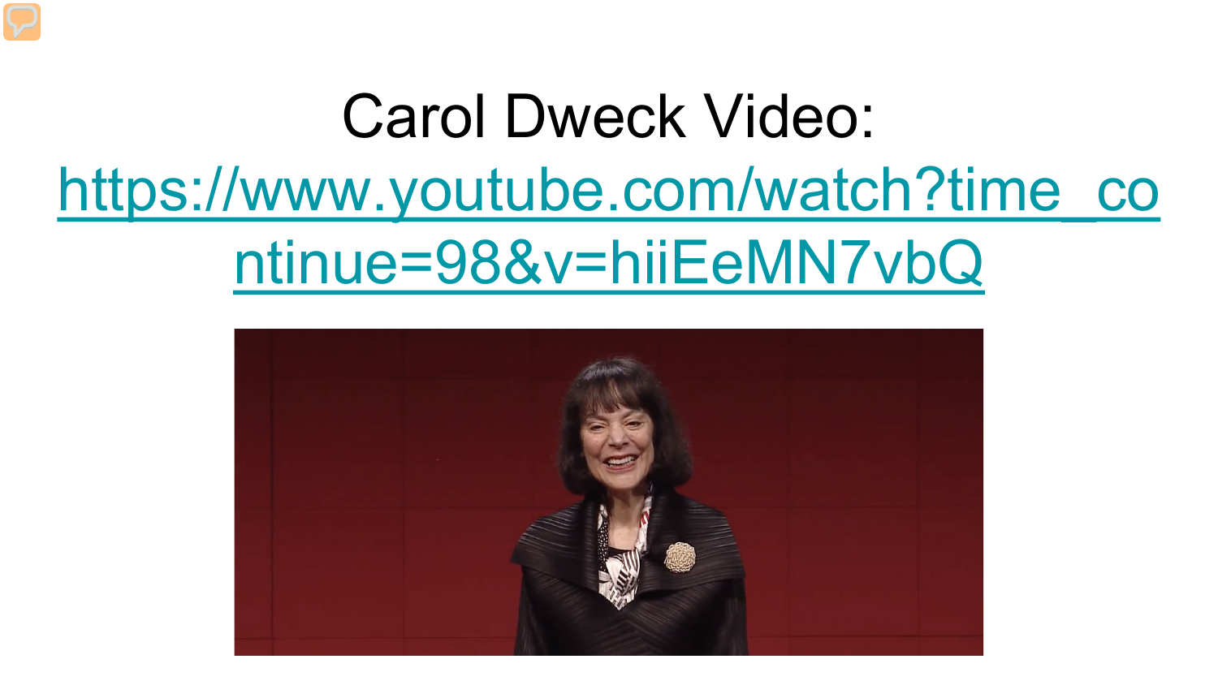# Carol Dweck Video:

[https://www.youtube.com/watch?time_continue=98&v=hiiEeMN7vbQ](https://www.youtube.com/watch?time_continue=98&v=hiiEeMN7vbQ)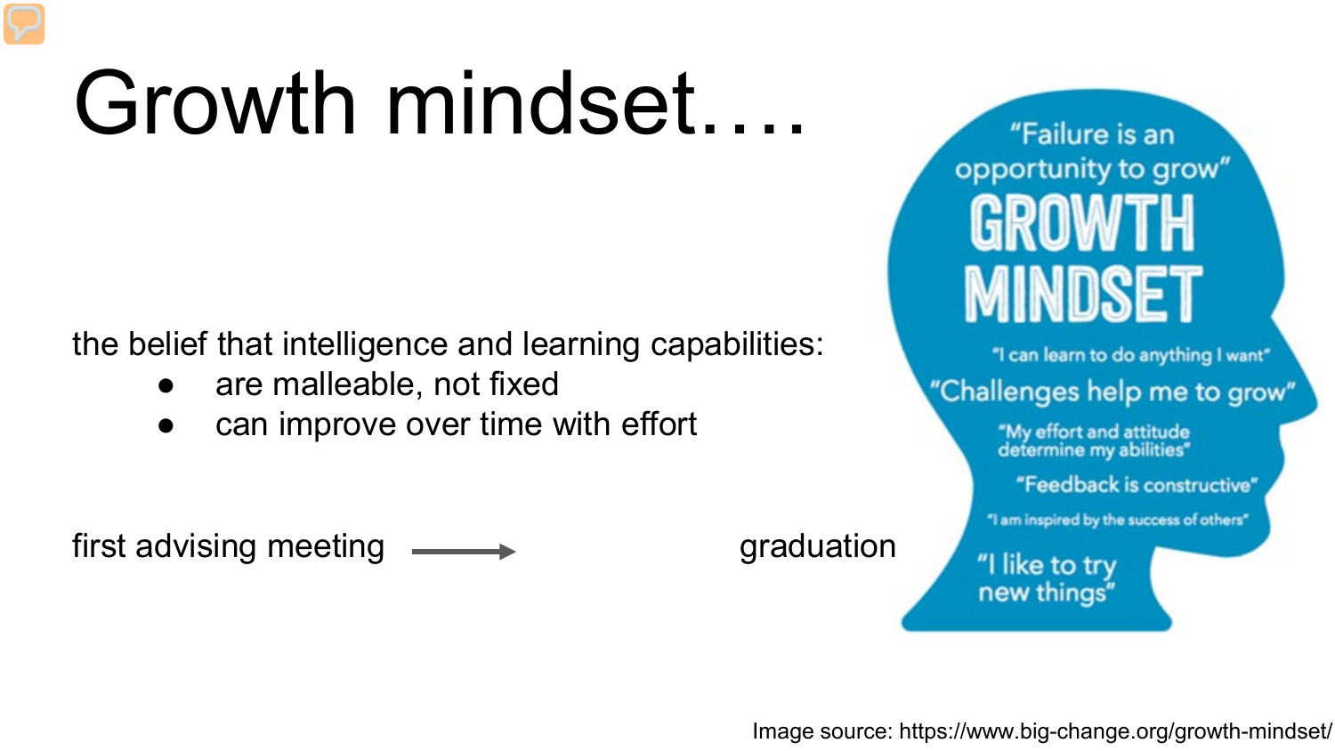# Growth mindset….

the belief that intelligence and learning capabilities:

- are malleable, not fixed
- can improve over time with effort

first advising meeting → graduation

"Failure is an opportunity to grow"

GROWTH MINDSET

"I can learn to do anything I want"

"Challenges help me to grow"

"My effort and attitude determine my abilities"

"Feedback is constructive"

"I am inspired by the success of others"

"I like to try new things"

Image source: https://www.big-change.org/growth-mindset/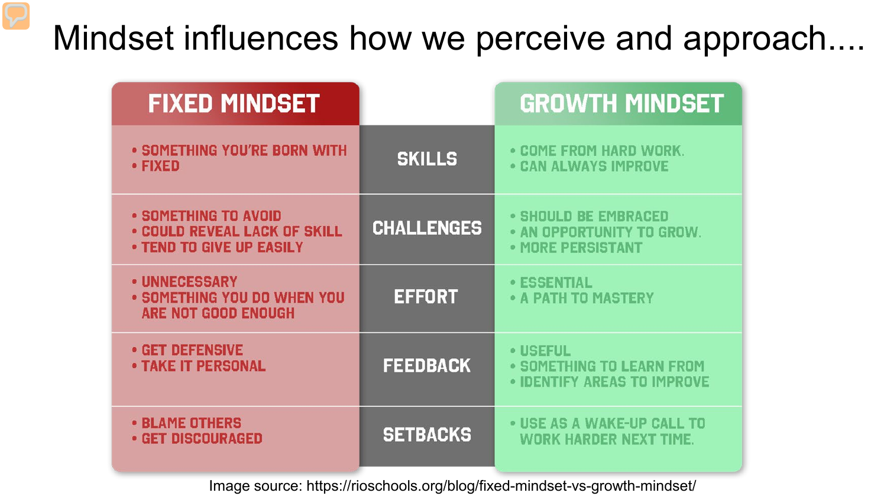# Mindset influences how we perceive and approach....

| FIXED MINDSET | | GROWTH MINDSET |
|---|---|---|
| • SOMETHING YOU'RE BORN WITH<br>• FIXED | SKILLS | • COME FROM HARD WORK.<br>• CAN ALWAYS IMPROVE |
| • SOMETHING TO AVOID<br>• COULD REVEAL LACK OF SKILL<br>• TEND TO GIVE UP EASILY | CHALLENGES | • SHOULD BE EMBRACED<br>• AN OPPORTUNITY TO GROW.<br>• MORE PERSISTANT |
| • UNNECESSARY<br>• SOMETHING YOU DO WHEN YOU ARE NOT GOOD ENOUGH | EFFORT | • ESSENTIAL<br>• A PATH TO MASTERY |
| • GET DEFENSIVE<br>• TAKE IT PERSONAL | FEEDBACK | • USEFUL<br>• SOMETHING TO LEARN FROM<br>• IDENTIFY AREAS TO IMPROVE |
| • BLAME OTHERS<br>• GET DISCOURAGED | SETBACKS | • USE AS A WAKE-UP CALL TO WORK HARDER NEXT TIME. |

Image source: https://rioschools.org/blog/fixed-mindset-vs-growth-mindset/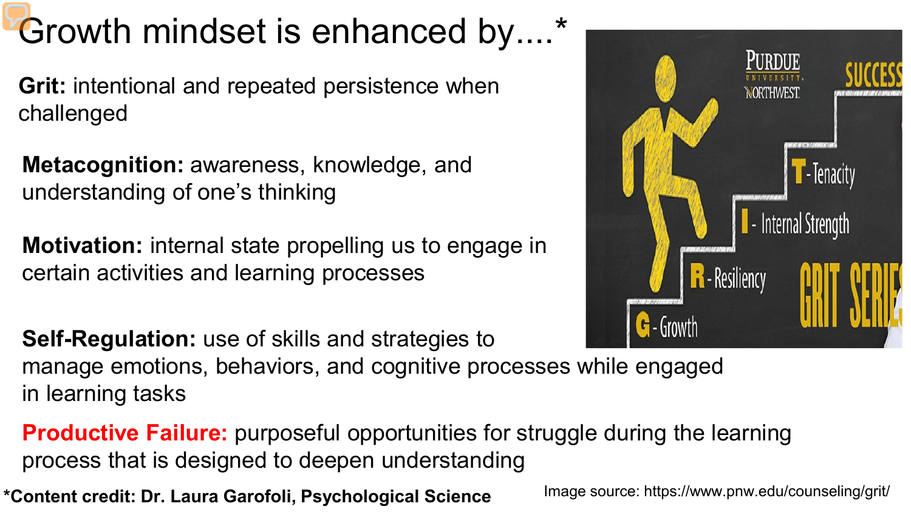# Growth mindset is enhanced by....*

**Grit:** intentional and repeated persistence when challenged

**Metacognition:** awareness, knowledge, and understanding of one's thinking

**Motivation:** internal state propelling us to engage in certain activities and learning processes

**Self-Regulation:** use of skills and strategies to manage emotions, behaviors, and cognitive processes while engaged in learning tasks

**Productive Failure:** purposeful opportunities for struggle during the learning process that is designed to deepen understanding

***Content credit: Dr. Laura Garofoli, Psychological Science**

Image source: https://www.pnw.edu/counseling/grit/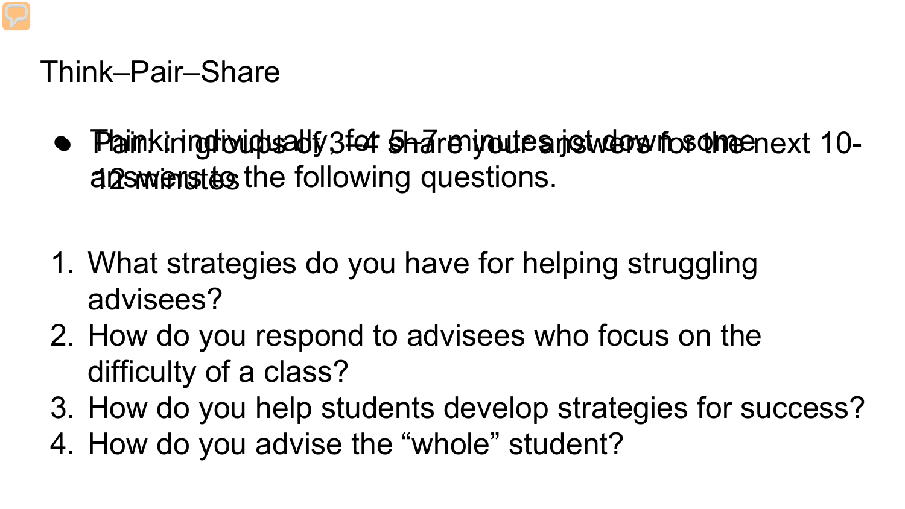# Think–Pair–Share

- Think: individually for 5–7 minutes jot down some answers to the following questions.
- Pair: in groups of 3–4 share your answers for the next 10-12 minutes

1. What strategies do you have for helping struggling advisees?
2. How do you respond to advisees who focus on the difficulty of a class?
3. How do you help students develop strategies for success?
4. How do you advise the “whole” student?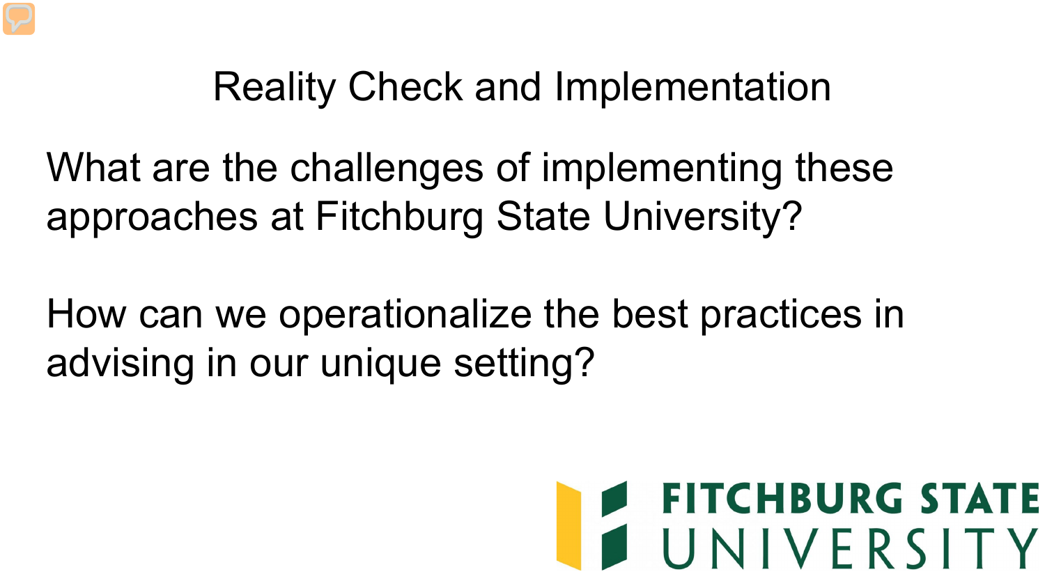# Reality Check and Implementation

What are the challenges of implementing these approaches at Fitchburg State University?

How can we operationalize the best practices in advising in our unique setting?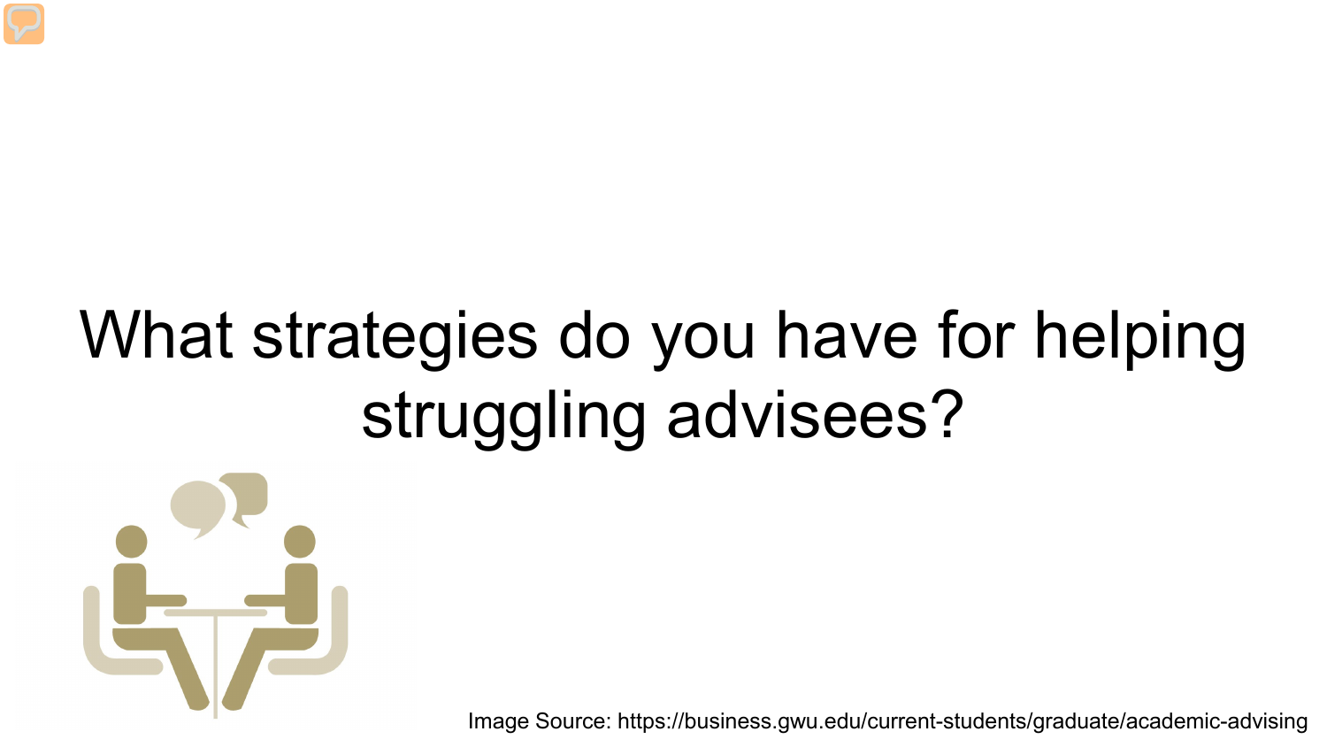# What strategies do you have for helping struggling advisees?

Image Source: https://business.gwu.edu/current-students/graduate/academic-advising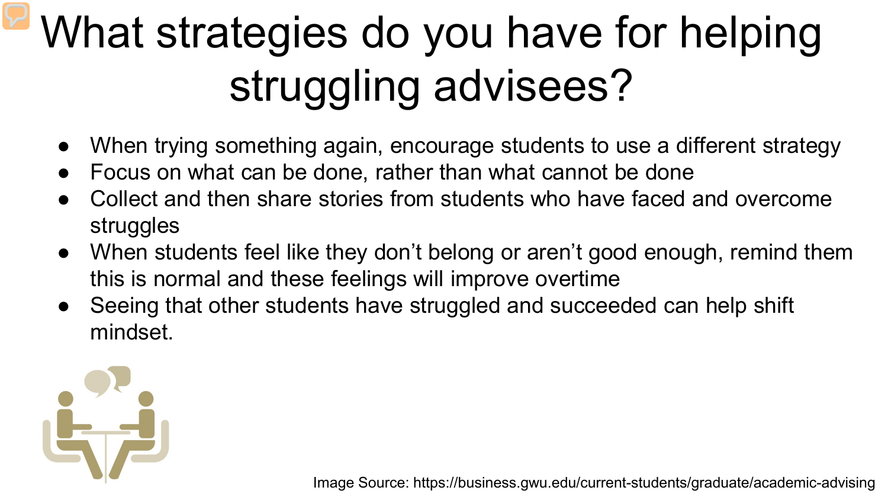# What strategies do you have for helping struggling advisees?

- When trying something again, encourage students to use a different strategy
- Focus on what can be done, rather than what cannot be done
- Collect and then share stories from students who have faced and overcome struggles
- When students feel like they don't belong or aren't good enough, remind them this is normal and these feelings will improve overtime
- Seeing that other students have struggled and succeeded can help shift mindset.

Image Source: https://business.gwu.edu/current-students/graduate/academic-advising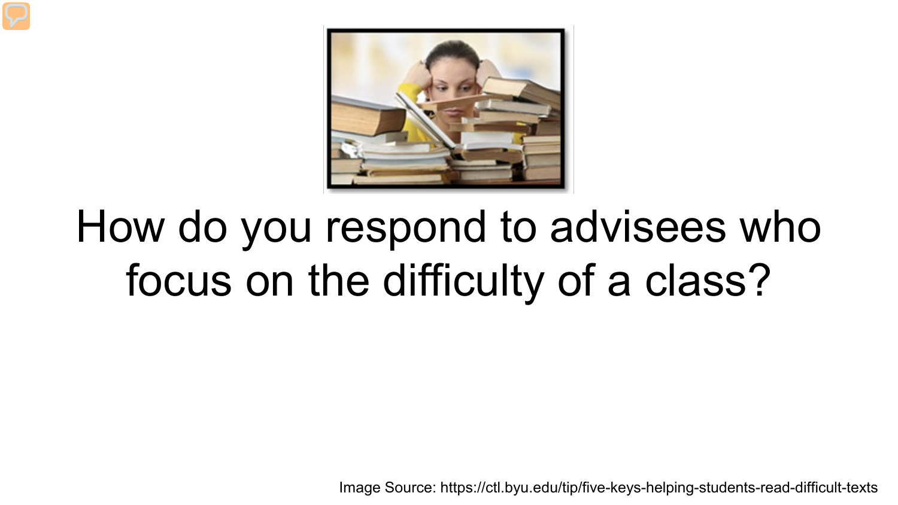# How do you respond to advisees who focus on the difficulty of a class?

Image Source: https://ctl.byu.edu/tip/five-keys-helping-students-read-difficult-texts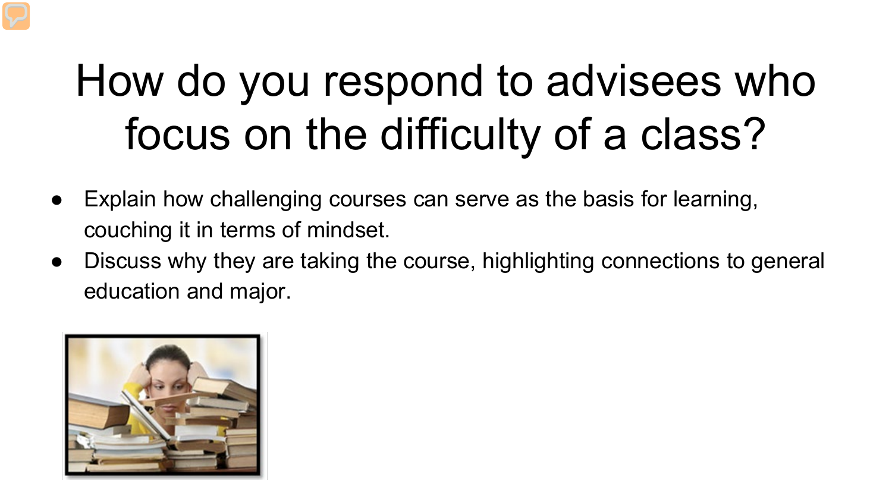# How do you respond to advisees who focus on the difficulty of a class?

- Explain how challenging courses can serve as the basis for learning, couching it in terms of mindset.
- Discuss why they are taking the course, highlighting connections to general education and major.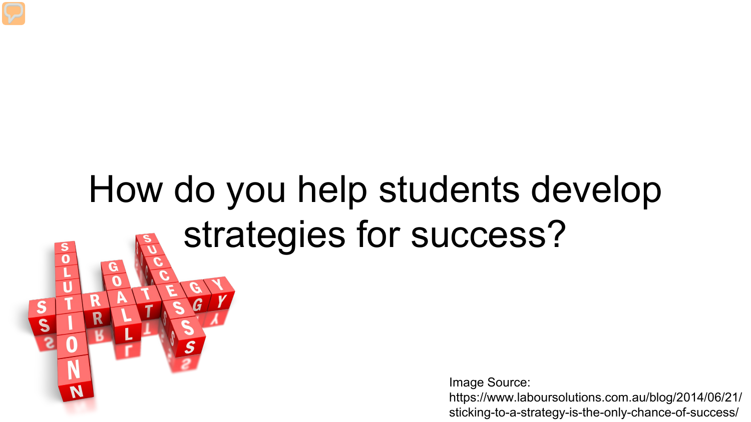# How do you help students develop strategies for success?

Image Source:
https://www.laboursolutions.com.au/blog/2014/06/21/sticking-to-a-strategy-is-the-only-chance-of-success/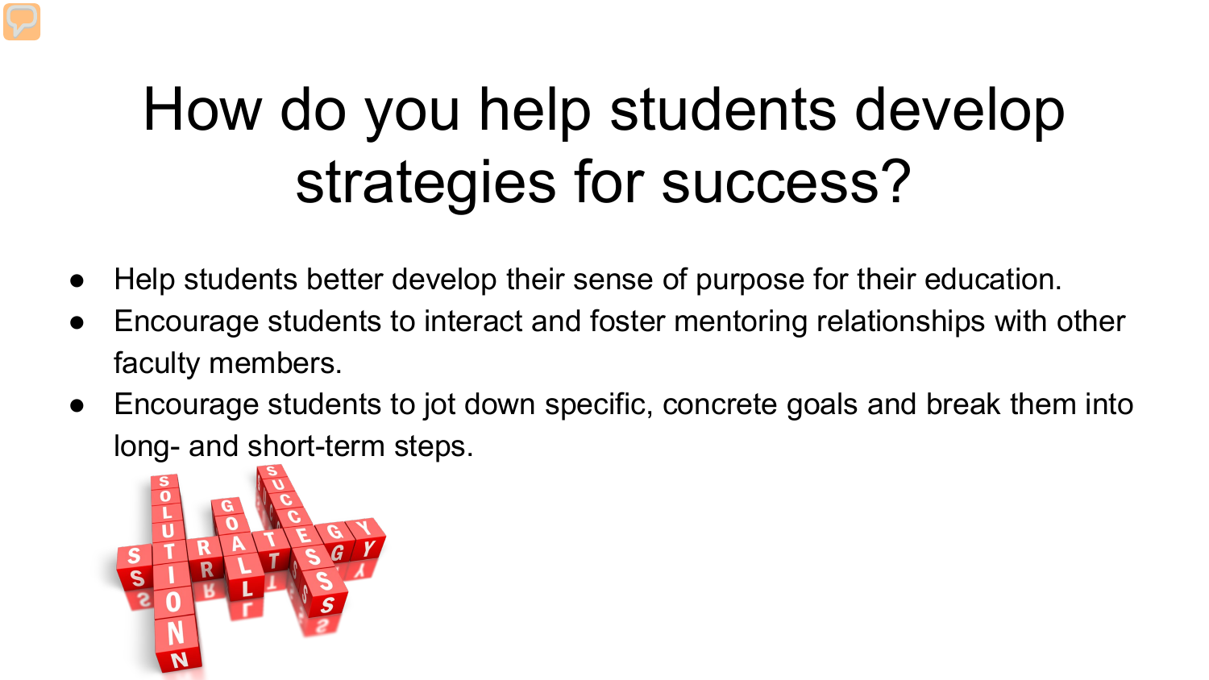# How do you help students develop strategies for success?

- Help students better develop their sense of purpose for their education.
- Encourage students to interact and foster mentoring relationships with other faculty members.
- Encourage students to jot down specific, concrete goals and break them into long- and short-term steps.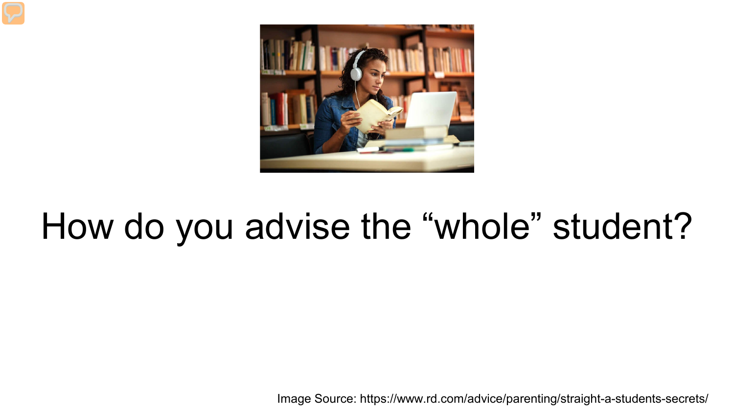# How do you advise the “whole” student?

Image Source: https://www.rd.com/advice/parenting/straight-a-students-secrets/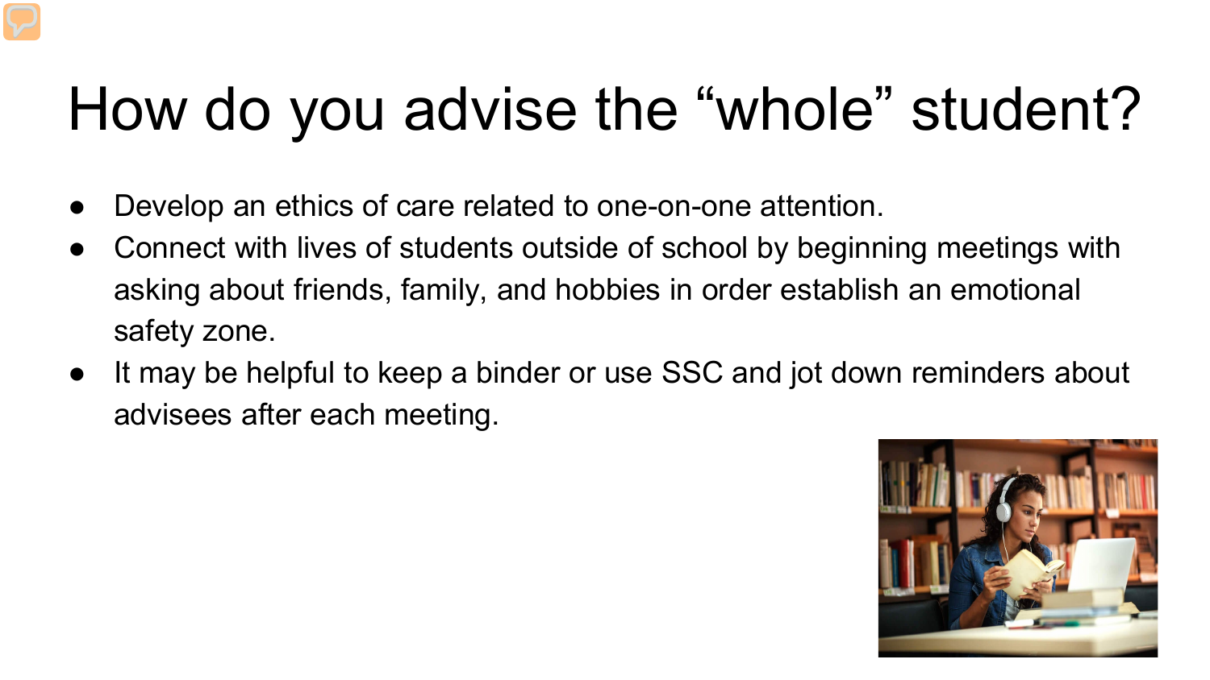# How do you advise the “whole” student?

- Develop an ethics of care related to one-on-one attention.
- Connect with lives of students outside of school by beginning meetings with asking about friends, family, and hobbies in order establish an emotional safety zone.
- It may be helpful to keep a binder or use SSC and jot down reminders about advisees after each meeting.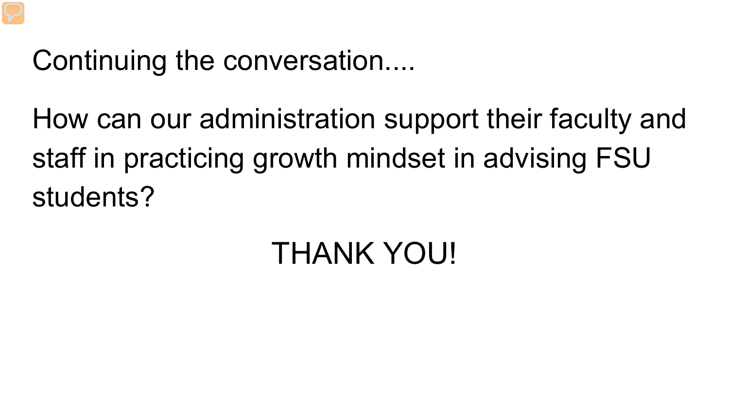Continuing the conversation....

How can our administration support their faculty and staff in practicing growth mindset in advising FSU students?

THANK YOU!